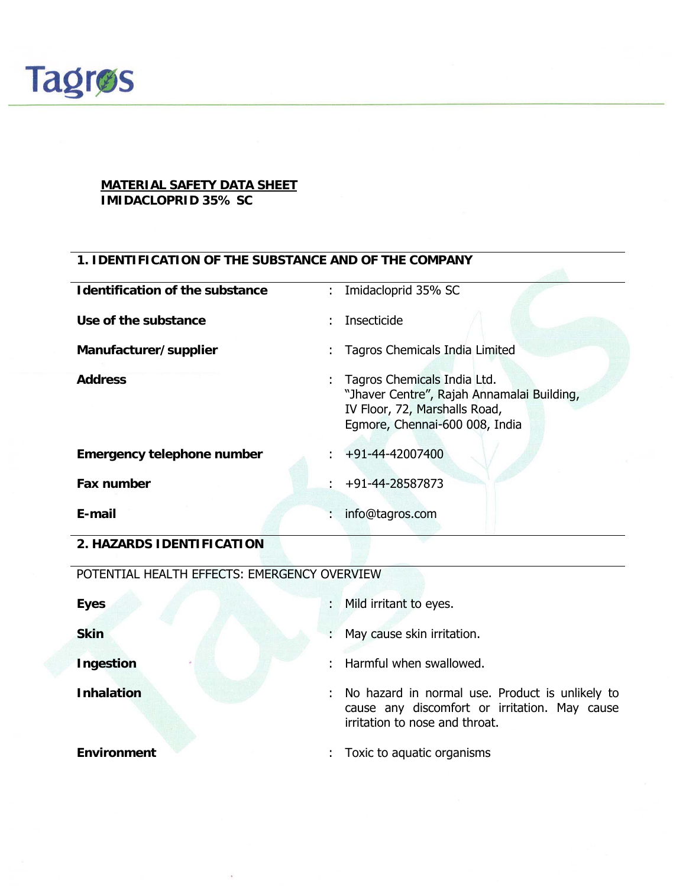Tagros

**MATERIAL SAFETY DATA SHEET**
**IMIDACLOPRID 35% SC**

## 1. IDENTIFICATION OF THE SUBSTANCE AND OF THE COMPANY

| | | |
|---|---|---|
| **Identification of the substance** | : | Imidacloprid 35% SC |
| **Use of the substance** | : | Insecticide |
| **Manufacturer/supplier** | : | Tagros Chemicals India Limited |
| **Address** | : | Tagros Chemicals India Ltd. "Jhaver Centre", Rajah Annamalai Building, IV Floor, 72, Marshalls Road, Egmore, Chennai-600 008, India |
| **Emergency telephone number** | : | +91-44-42007400 |
| **Fax number** | : | +91-44-28587873 |
| **E-mail** | : | info@tagros.com |

## 2. HAZARDS IDENTIFICATION

POTENTIAL HEALTH EFFECTS: EMERGENCY OVERVIEW

| | | |
|---|---|---|
| **Eyes** | : | Mild irritant to eyes. |
| **Skin** | : | May cause skin irritation. |
| **Ingestion** | : | Harmful when swallowed. |
| **Inhalation** | : | No hazard in normal use. Product is unlikely to cause any discomfort or irritation. May cause irritation to nose and throat. |
| **Environment** | : | Toxic to aquatic organisms |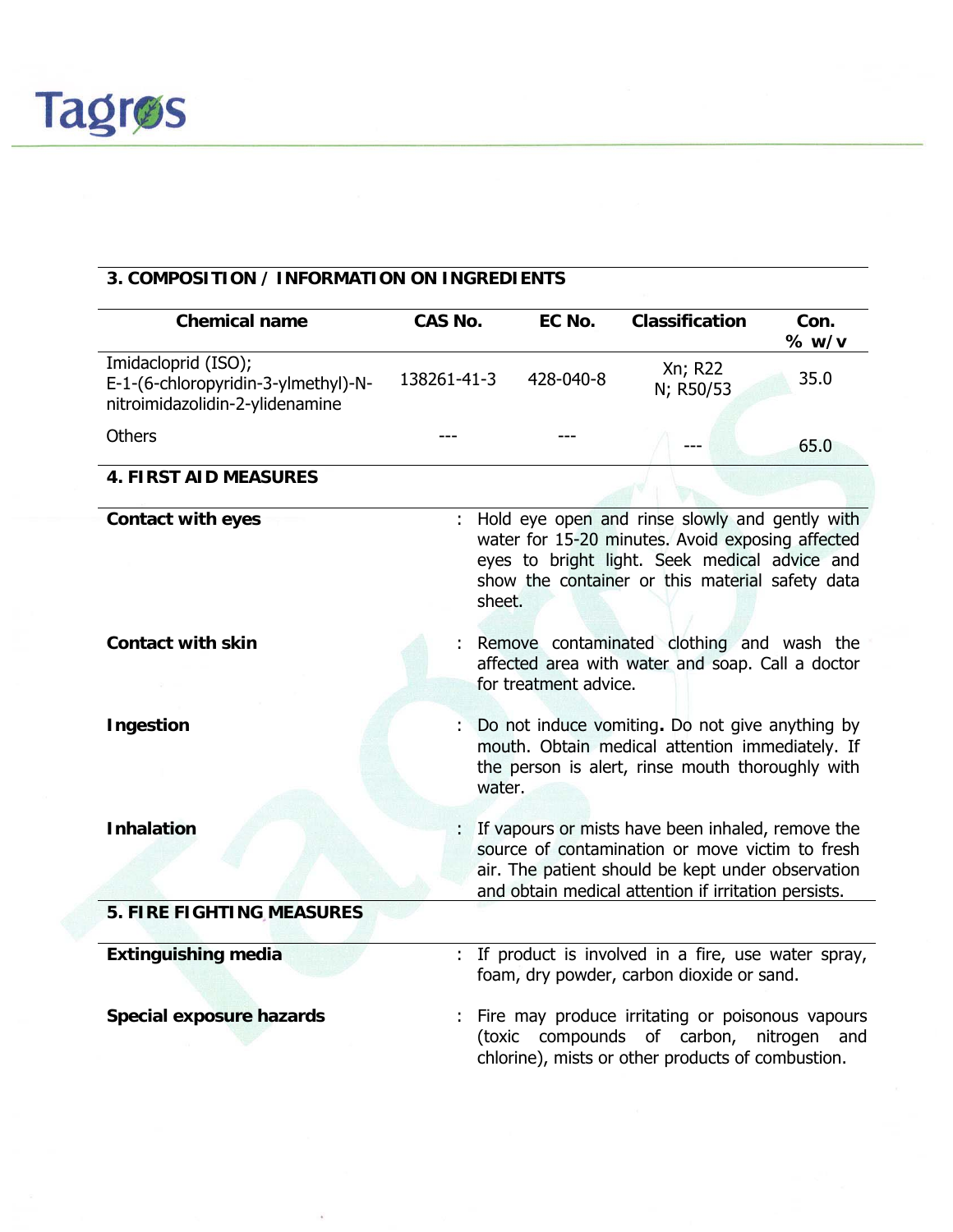## 3. COMPOSITION / INFORMATION ON INGREDIENTS

| Chemical name | CAS No. | EC No. | Classification | Con. % w/v |
|---|---|---|---|---|
| Imidacloprid (ISO); E-1-(6-chloropyridin-3-ylmethyl)-N-nitroimidazolidin-2-ylidenamine | 138261-41-3 | 428-040-8 | Xn; R22<br>N; R50/53 | 35.0 |
| Others | --- | --- | --- | 65.0 |

## 4. FIRST AID MEASURES

**Contact with eyes** : Hold eye open and rinse slowly and gently with water for 15-20 minutes. Avoid exposing affected eyes to bright light. Seek medical advice and show the container or this material safety data sheet.

**Contact with skin** : Remove contaminated clothing and wash the affected area with water and soap. Call a doctor for treatment advice.

**Ingestion** : Do not induce vomiting**.** Do not give anything by mouth. Obtain medical attention immediately. If the person is alert, rinse mouth thoroughly with water.

**Inhalation** : If vapours or mists have been inhaled, remove the source of contamination or move victim to fresh air. The patient should be kept under observation and obtain medical attention if irritation persists.

## 5. FIRE FIGHTING MEASURES

**Extinguishing media** : If product is involved in a fire, use water spray, foam, dry powder, carbon dioxide or sand.

**Special exposure hazards** : Fire may produce irritating or poisonous vapours (toxic compounds of carbon, nitrogen and chlorine), mists or other products of combustion.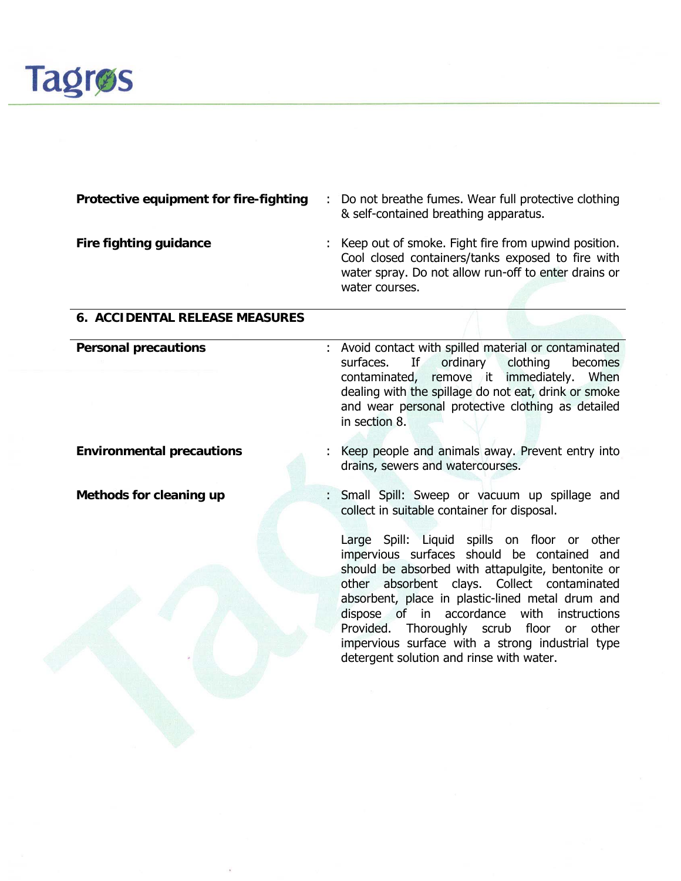**Protective equipment for fire-fighting** : Do not breathe fumes. Wear full protective clothing & self-contained breathing apparatus.

**Fire fighting guidance** : Keep out of smoke. Fight fire from upwind position. Cool closed containers/tanks exposed to fire with water spray. Do not allow run-off to enter drains or water courses.

## 6. ACCIDENTAL RELEASE MEASURES

**Personal precautions** : Avoid contact with spilled material or contaminated surfaces. If ordinary clothing becomes contaminated, remove it immediately. When dealing with the spillage do not eat, drink or smoke and wear personal protective clothing as detailed in section 8.

**Environmental precautions** : Keep people and animals away. Prevent entry into drains, sewers and watercourses.

**Methods for cleaning up** : Small Spill: Sweep or vacuum up spillage and collect in suitable container for disposal.

Large Spill: Liquid spills on floor or other impervious surfaces should be contained and should be absorbed with attapulgite, bentonite or other absorbent clays. Collect contaminated absorbent, place in plastic-lined metal drum and dispose of in accordance with instructions Provided. Thoroughly scrub floor or other impervious surface with a strong industrial type detergent solution and rinse with water.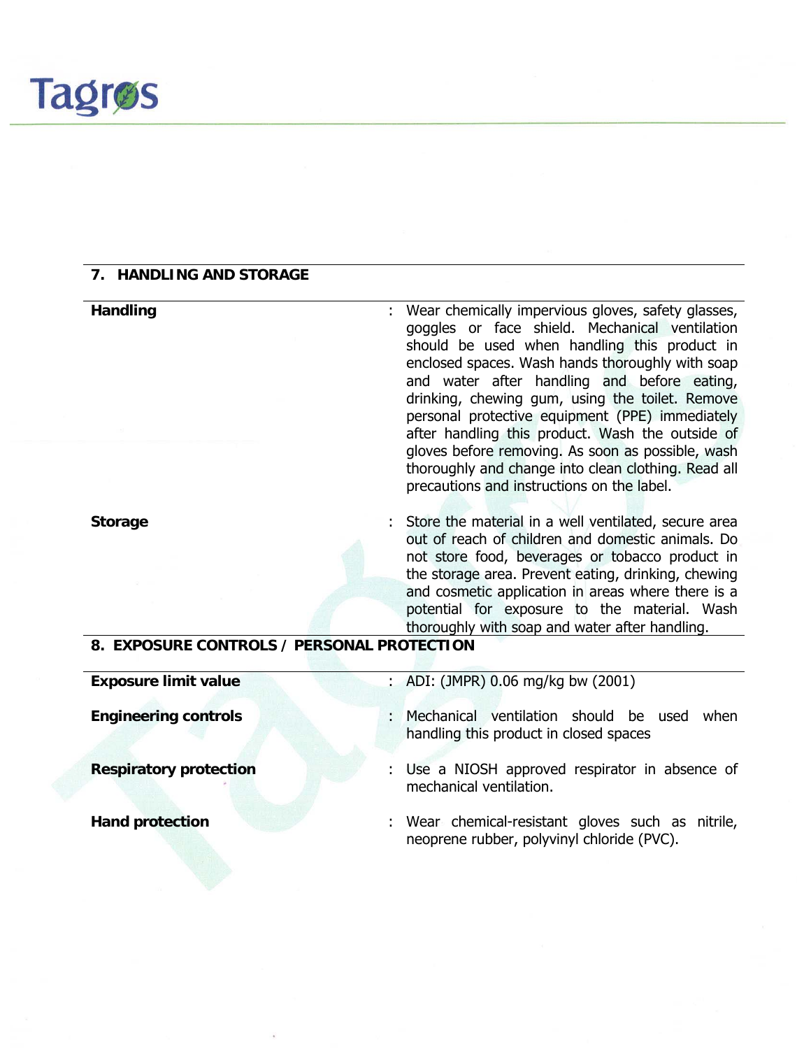## 7. HANDLING AND STORAGE

| | | |
|---|---|---|
| **Handling** | : | Wear chemically impervious gloves, safety glasses, goggles or face shield. Mechanical ventilation should be used when handling this product in enclosed spaces. Wash hands thoroughly with soap and water after handling and before eating, drinking, chewing gum, using the toilet. Remove personal protective equipment (PPE) immediately after handling this product. Wash the outside of gloves before removing. As soon as possible, wash thoroughly and change into clean clothing. Read all precautions and instructions on the label. |
| **Storage** | : | Store the material in a well ventilated, secure area out of reach of children and domestic animals. Do not store food, beverages or tobacco product in the storage area. Prevent eating, drinking, chewing and cosmetic application in areas where there is a potential for exposure to the material. Wash thoroughly with soap and water after handling. |

## 8. EXPOSURE CONTROLS / PERSONAL PROTECTION

| | | |
|---|---|---|
| **Exposure limit value** | : | ADI: (JMPR) 0.06 mg/kg bw (2001) |
| **Engineering controls** | : | Mechanical ventilation should be used when handling this product in closed spaces |
| **Respiratory protection** | : | Use a NIOSH approved respirator in absence of mechanical ventilation. |
| **Hand protection** | : | Wear chemical-resistant gloves such as nitrile, neoprene rubber, polyvinyl chloride (PVC). |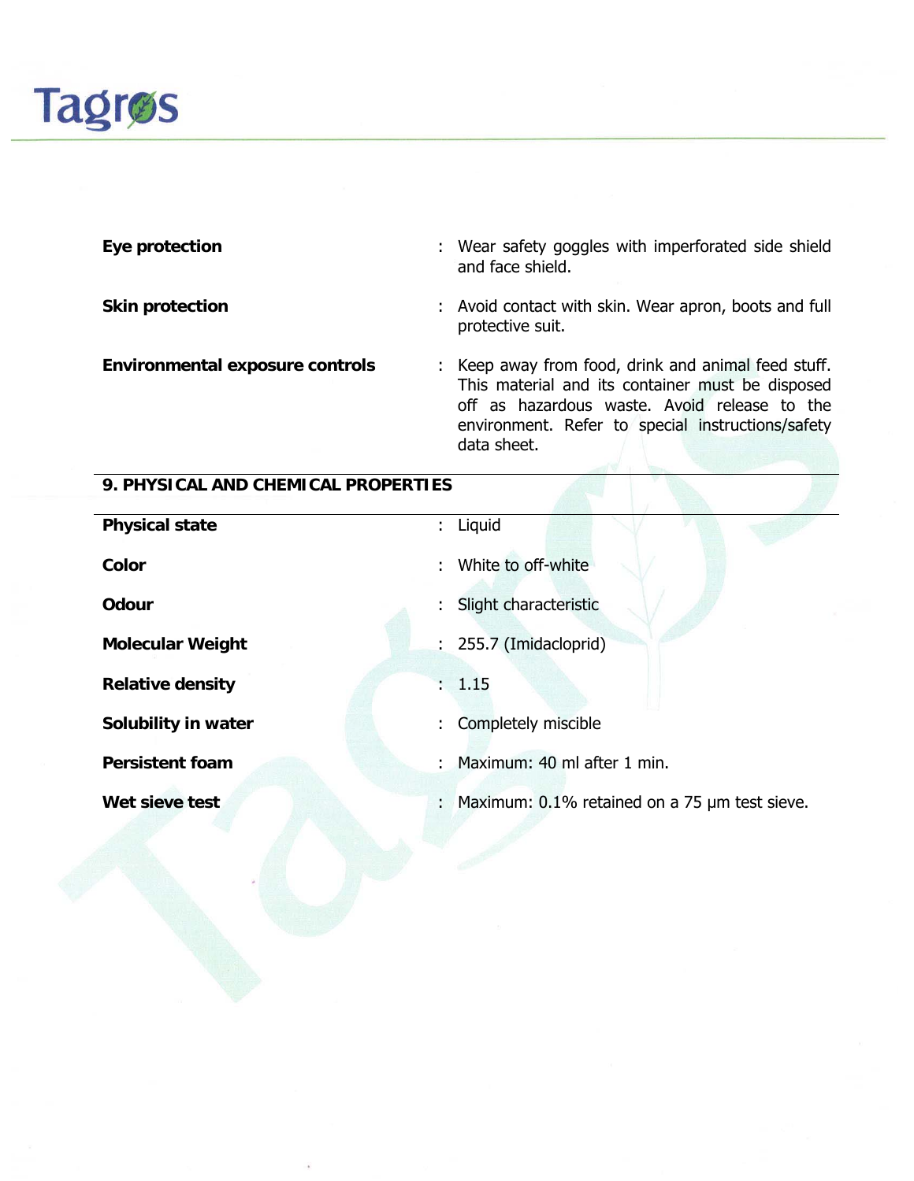**Eye protection** : Wear safety goggles with imperforated side shield and face shield.

**Skin protection** : Avoid contact with skin. Wear apron, boots and full protective suit.

**Environmental exposure controls** : Keep away from food, drink and animal feed stuff. This material and its container must be disposed off as hazardous waste. Avoid release to the environment. Refer to special instructions/safety data sheet.

## 9. PHYSICAL AND CHEMICAL PROPERTIES

| | |
|---|---|
| **Physical state** | : Liquid |
| **Color** | : White to off-white |
| **Odour** | : Slight characteristic |
| **Molecular Weight** | : 255.7 (Imidacloprid) |
| **Relative density** | : 1.15 |
| **Solubility in water** | : Completely miscible |
| **Persistent foam** | : Maximum: 40 ml after 1 min. |
| **Wet sieve test** | : Maximum: 0.1% retained on a 75 μm test sieve. |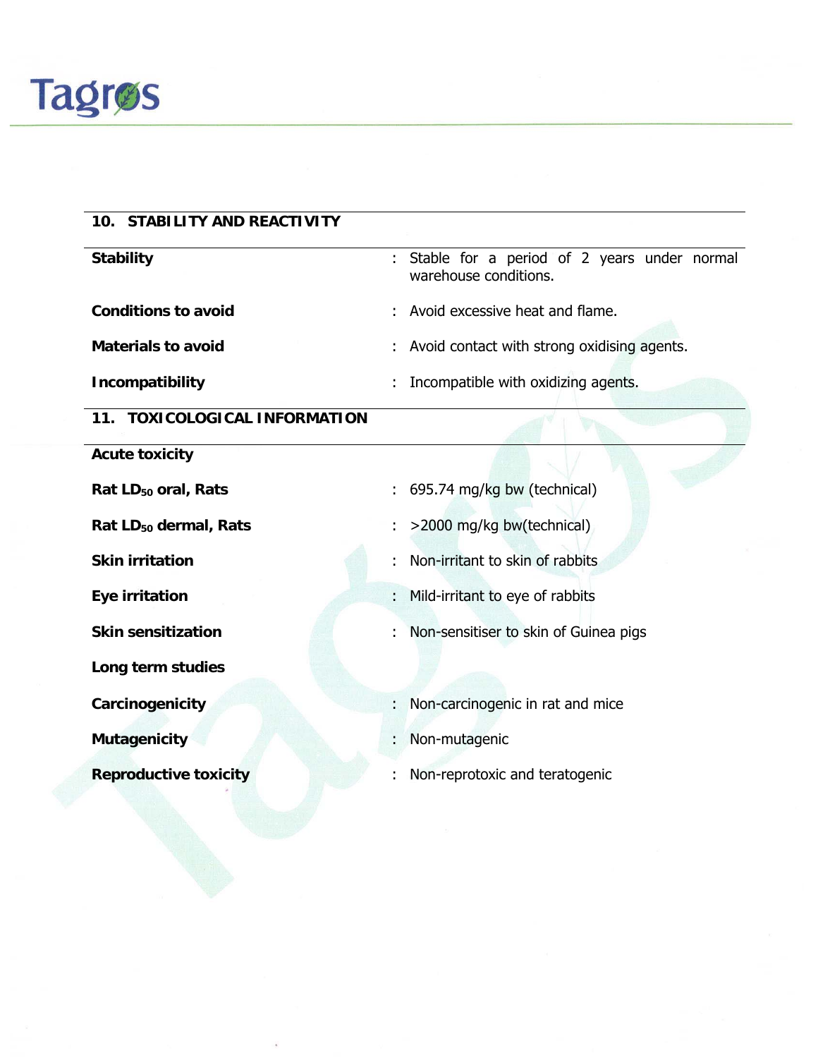## 10. STABILITY AND REACTIVITY

| | | |
|---|---|---|
| **Stability** | : | Stable for a period of 2 years under normal warehouse conditions. |
| **Conditions to avoid** | : | Avoid excessive heat and flame. |
| **Materials to avoid** | : | Avoid contact with strong oxidising agents. |
| **Incompatibility** | : | Incompatible with oxidizing agents. |

## 11. TOXICOLOGICAL INFORMATION

**Acute toxicity**

| | | |
|---|---|---|
| **Rat $LD_{50}$ oral, Rats** | : | 695.74 mg/kg bw (technical) |
| **Rat $LD_{50}$ dermal, Rats** | : | >2000 mg/kg bw(technical) |
| **Skin irritation** | : | Non-irritant to skin of rabbits |
| **Eye irritation** | : | Mild-irritant to eye of rabbits |
| **Skin sensitization** | : | Non-sensitiser to skin of Guinea pigs |

**Long term studies**

| | | |
|---|---|---|
| **Carcinogenicity** | : | Non-carcinogenic in rat and mice |
| **Mutagenicity** | : | Non-mutagenic |
| **Reproductive toxicity** | : | Non-reprotoxic and teratogenic |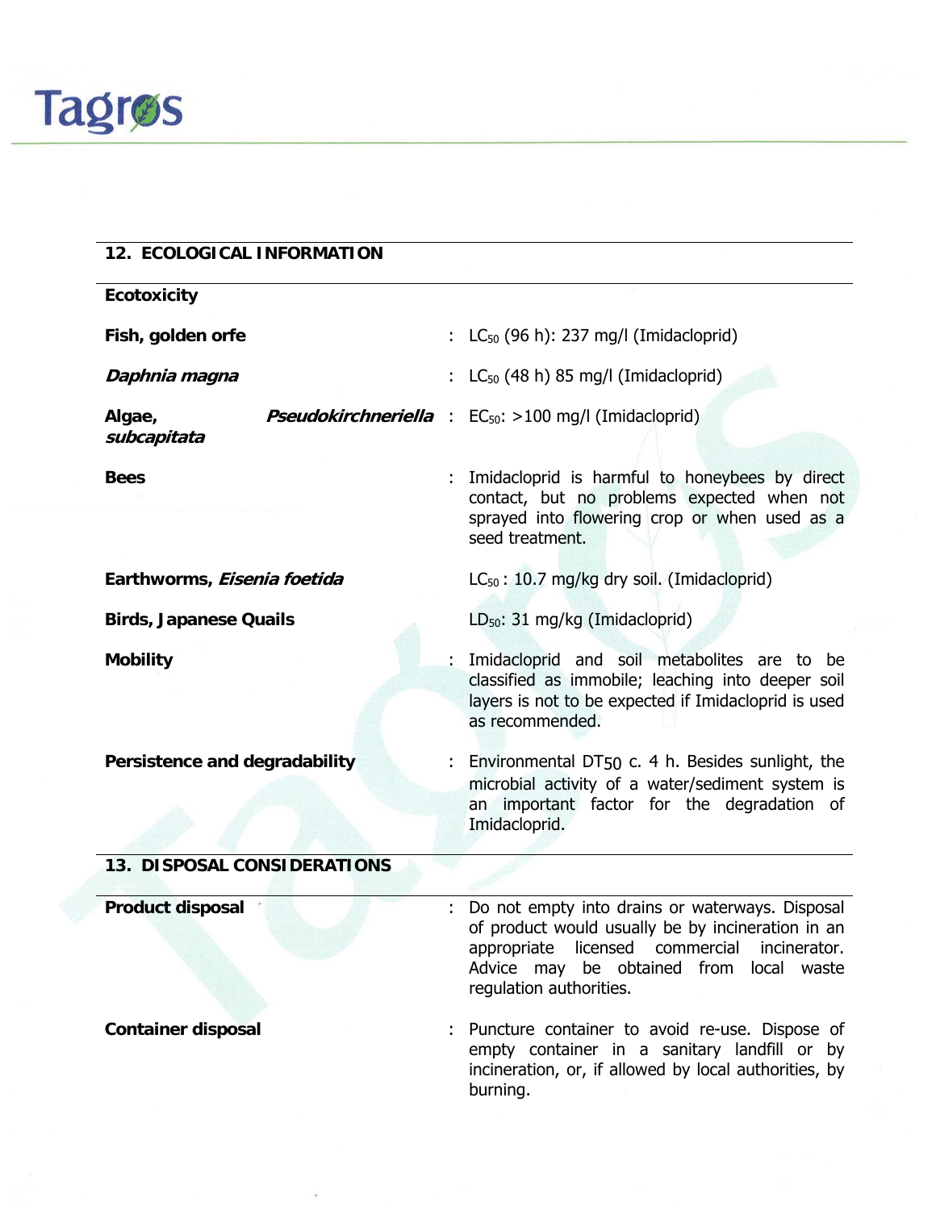## 12. ECOLOGICAL INFORMATION

**Ecotoxicity**

| | |
|---|---|
| **Fish, golden orfe** | : $LC_{50}$ (96 h): 237 mg/l (Imidacloprid) |
| ***Daphnia magna*** | : $LC_{50}$ (48 h) 85 mg/l (Imidacloprid) |
| **Algae, *Pseudokirchneriella subcapitata*** | : $EC_{50}$: >100 mg/l (Imidacloprid) |
| **Bees** | : Imidacloprid is harmful to honeybees by direct contact, but no problems expected when not sprayed into flowering crop or when used as a seed treatment. |
| **Earthworms, *Eisenia foetida*** | $LC_{50}$ : 10.7 mg/kg dry soil. (Imidacloprid) |
| **Birds, Japanese Quails** | $LD_{50}$: 31 mg/kg (Imidacloprid) |
| **Mobility** | : Imidacloprid and soil metabolites are to be classified as immobile; leaching into deeper soil layers is not to be expected if Imidacloprid is used as recommended. |
| **Persistence and degradability** | : Environmental $DT_{50}$ c. 4 h. Besides sunlight, the microbial activity of a water/sediment system is an important factor for the degradation of Imidacloprid. |

## 13. DISPOSAL CONSIDERATIONS

| | |
|---|---|
| **Product disposal** | : Do not empty into drains or waterways. Disposal of product would usually be by incineration in an appropriate licensed commercial incinerator. Advice may be obtained from local waste regulation authorities. |
| **Container disposal** | : Puncture container to avoid re-use. Dispose of empty container in a sanitary landfill or by incineration, or, if allowed by local authorities, by burning. |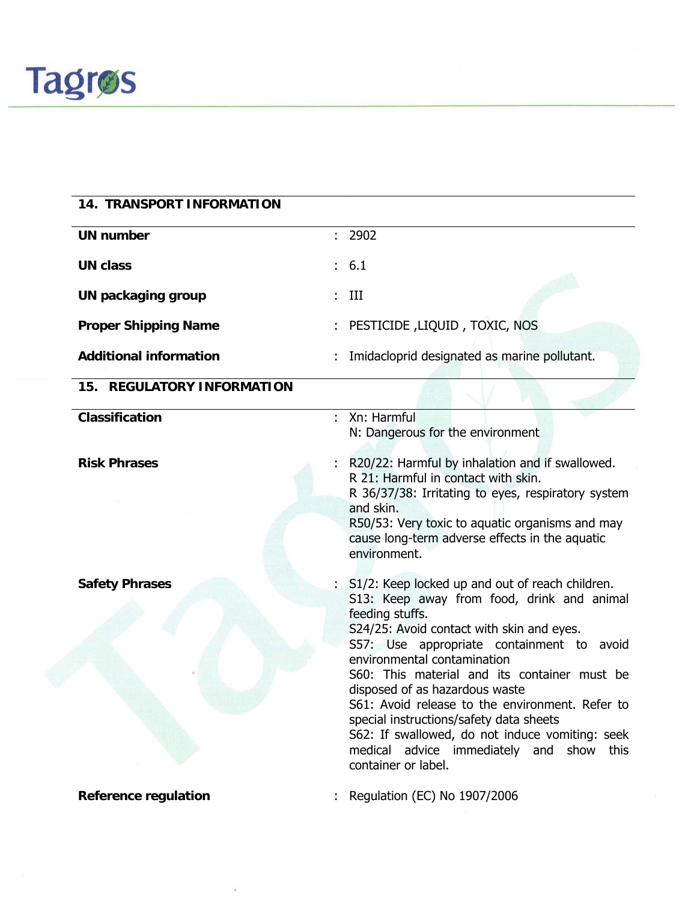## 14. TRANSPORT INFORMATION

| | |
|---|---|
| **UN number** | : 2902 |
| **UN class** | : 6.1 |
| **UN packaging group** | : III |
| **Proper Shipping Name** | : PESTICIDE ,LIQUID , TOXIC, NOS |
| **Additional information** | : Imidacloprid designated as marine pollutant. |

## 15. REGULATORY INFORMATION

| | |
|---|---|
| **Classification** | : Xn: Harmful<br>N: Dangerous for the environment |
| **Risk Phrases** | : R20/22: Harmful by inhalation and if swallowed.<br>R 21: Harmful in contact with skin.<br>R 36/37/38: Irritating to eyes, respiratory system and skin.<br>R50/53: Very toxic to aquatic organisms and may cause long-term adverse effects in the aquatic environment. |
| **Safety Phrases** | : S1/2: Keep locked up and out of reach children.<br>S13: Keep away from food, drink and animal feeding stuffs.<br>S24/25: Avoid contact with skin and eyes.<br>S57: Use appropriate containment to avoid environmental contamination<br>S60: This material and its container must be disposed of as hazardous waste<br>S61: Avoid release to the environment. Refer to special instructions/safety data sheets<br>S62: If swallowed, do not induce vomiting: seek medical advice immediately and show this container or label. |
| **Reference regulation** | : Regulation (EC) No 1907/2006 |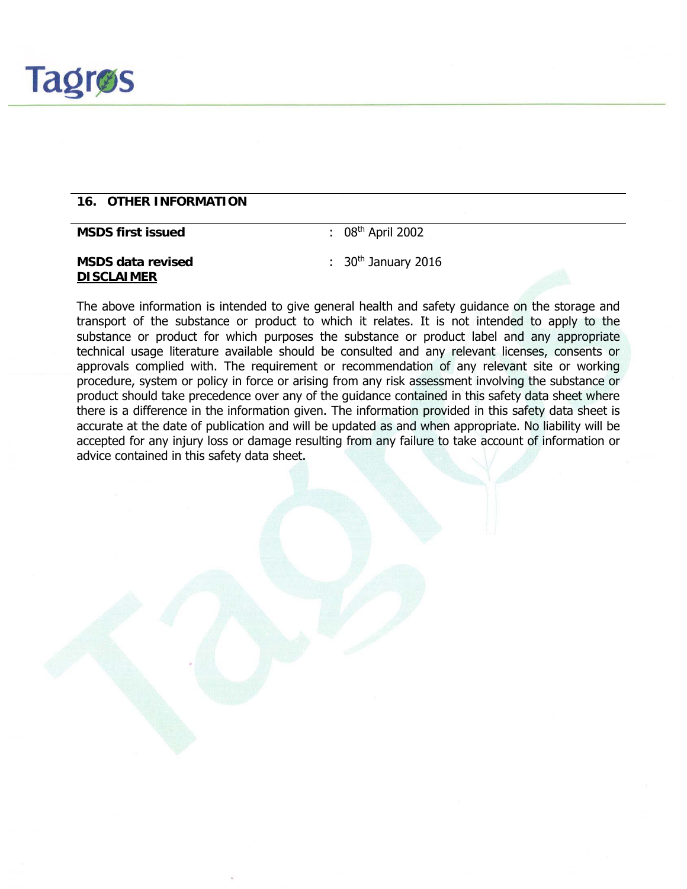## 16. OTHER INFORMATION

**MSDS first issued** : 08th April 2002

**MSDS data revised** : 30th January 2016

**DISCLAIMER**

The above information is intended to give general health and safety guidance on the storage and transport of the substance or product to which it relates. It is not intended to apply to the substance or product for which purposes the substance or product label and any appropriate technical usage literature available should be consulted and any relevant licenses, consents or approvals complied with. The requirement or recommendation of any relevant site or working procedure, system or policy in force or arising from any risk assessment involving the substance or product should take precedence over any of the guidance contained in this safety data sheet where there is a difference in the information given. The information provided in this safety data sheet is accurate at the date of publication and will be updated as and when appropriate. No liability will be accepted for any injury loss or damage resulting from any failure to take account of information or advice contained in this safety data sheet.